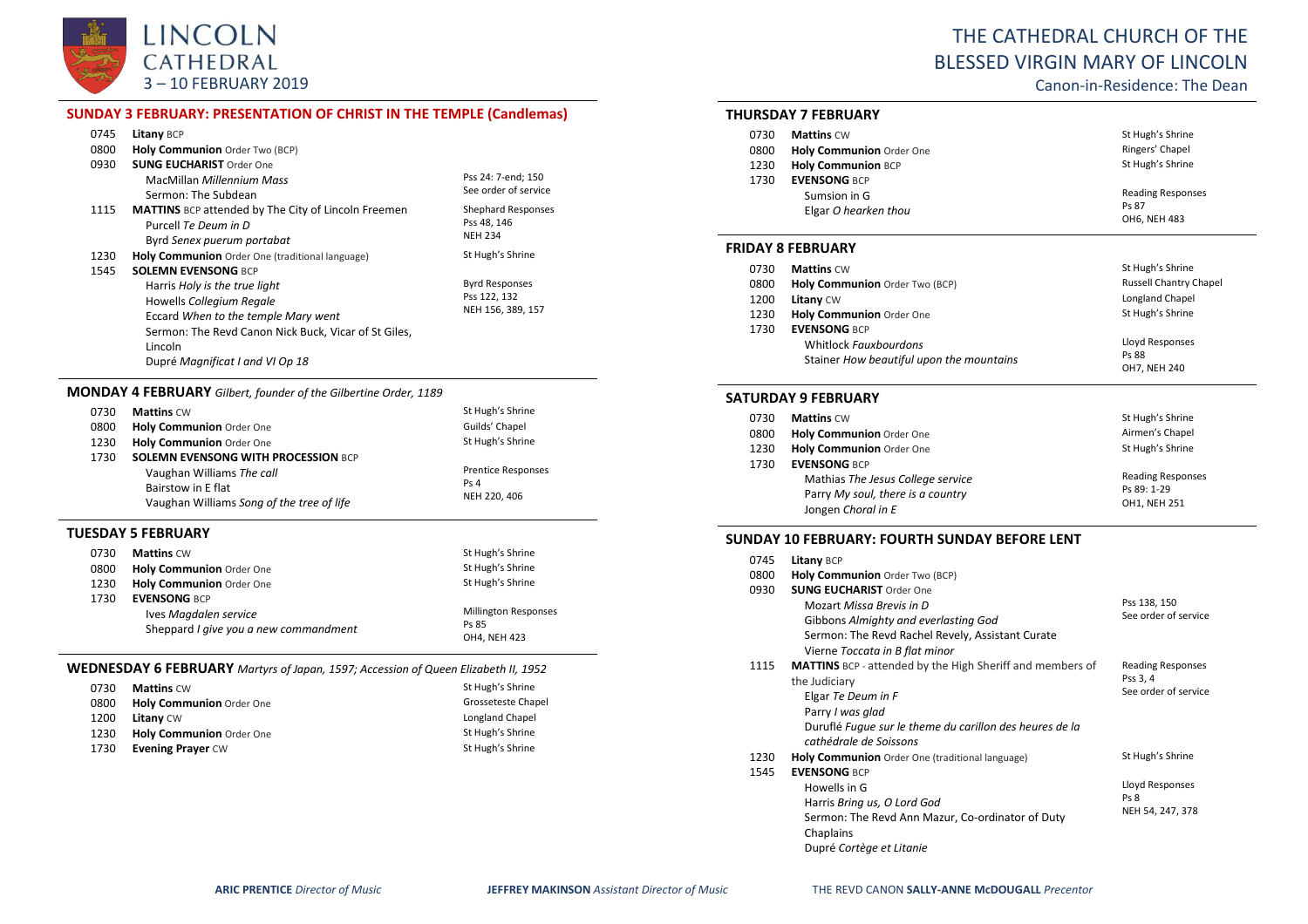# LINCOLN CATHEDRAL

3 – 10 FEBRUARY 2019

# THE CATHEDRAL CHURCH OF THE BLESSED VIRGIN MARY OF LINCOLN

Canon-in-Residence: The Dean

## SUNDAY 3 FEBRUARY: PRESENTATION OF CHRIST IN THE TEMPLE (Candlemas)

| | | |
|---|---|---|
| 0745 | **Litany** BCP | |
| 0800 | **Holy Communion** Order Two (BCP) | |
| 0930 | **SUNG EUCHARIST** Order One<br>MacMillan *Millennium Mass*<br>Sermon: The Subdean | Pss 24: 7-end; 150<br>See order of service |
| 1115 | **MATTINS** BCP attended by The City of Lincoln Freemen<br>Purcell *Te Deum in D*<br>Byrd *Senex puerum portabat* | Shephard Responses<br>Pss 48, 146<br>NEH 234 |
| 1230 | **Holy Communion** Order One (traditional language) | St Hugh's Shrine |
| 1545 | **SOLEMN EVENSONG** BCP<br>Harris *Holy is the true light*<br>Howells *Collegium Regale*<br>Eccard *When to the temple Mary went*<br>Sermon: The Revd Canon Nick Buck, Vicar of St Giles, Lincoln<br>Dupré *Magnificat I and VI Op 18* | Byrd Responses<br>Pss 122, 132<br>NEH 156, 389, 157 |

## MONDAY 4 FEBRUARY *Gilbert, founder of the Gilbertine Order, 1189*

| | | |
|---|---|---|
| 0730 | **Mattins** CW | St Hugh's Shrine |
| 0800 | **Holy Communion** Order One | Guilds' Chapel |
| 1230 | **Holy Communion** Order One | St Hugh's Shrine |
| 1730 | **SOLEMN EVENSONG WITH PROCESSION** BCP<br>Vaughan Williams *The call*<br>Bairstow in E flat<br>Vaughan Williams *Song of the tree of life* | Prentice Responses<br>Ps 4<br>NEH 220, 406 |

## TUESDAY 5 FEBRUARY

| | | |
|---|---|---|
| 0730 | **Mattins** CW | St Hugh's Shrine |
| 0800 | **Holy Communion** Order One | St Hugh's Shrine |
| 1230 | **Holy Communion** Order One | St Hugh's Shrine |
| 1730 | **EVENSONG** BCP<br>Ives *Magdalen service*<br>Sheppard *I give you a new commandment* | Millington Responses<br>Ps 85<br>OH4, NEH 423 |

## WEDNESDAY 6 FEBRUARY *Martyrs of Japan, 1597; Accession of Queen Elizabeth II, 1952*

| | | |
|---|---|---|
| 0730 | **Mattins** CW | St Hugh's Shrine |
| 0800 | **Holy Communion** Order One | Grosseteste Chapel |
| 1200 | **Litany** CW | Longland Chapel |
| 1230 | **Holy Communion** Order One | St Hugh's Shrine |
| 1730 | **Evening Prayer** CW | St Hugh's Shrine |

## THURSDAY 7 FEBRUARY

| | | |
|---|---|---|
| 0730 | **Mattins** CW | St Hugh's Shrine |
| 0800 | **Holy Communion** Order One | Ringers' Chapel |
| 1230 | **Holy Communion** BCP | St Hugh's Shrine |
| 1730 | **EVENSONG** BCP<br>Sumsion in G<br>Elgar *O hearken thou* | Reading Responses<br>Ps 87<br>OH6, NEH 483 |

## FRIDAY 8 FEBRUARY

| | | |
|---|---|---|
| 0730 | **Mattins** CW | St Hugh's Shrine |
| 0800 | **Holy Communion** Order Two (BCP) | Russell Chantry Chapel |
| 1200 | **Litany** CW | Longland Chapel |
| 1230 | **Holy Communion** Order One | St Hugh's Shrine |
| 1730 | **EVENSONG** BCP<br>Whitlock *Fauxbourdons*<br>Stainer *How beautiful upon the mountains* | Lloyd Responses<br>Ps 88<br>OH7, NEH 240 |

## SATURDAY 9 FEBRUARY

| | | |
|---|---|---|
| 0730 | **Mattins** CW | St Hugh's Shrine |
| 0800 | **Holy Communion** Order One | Airmen's Chapel |
| 1230 | **Holy Communion** Order One | St Hugh's Shrine |
| 1730 | **EVENSONG** BCP<br>Mathias *The Jesus College service*<br>Parry *My soul, there is a country*<br>Jongen *Choral in E* | Reading Responses<br>Ps 89: 1-29<br>OH1, NEH 251 |

## SUNDAY 10 FEBRUARY: FOURTH SUNDAY BEFORE LENT

| | | |
|---|---|---|
| 0745 | **Litany** BCP | |
| 0800 | **Holy Communion** Order Two (BCP) | |
| 0930 | **SUNG EUCHARIST** Order One<br>Mozart *Missa Brevis in D*<br>Gibbons *Almighty and everlasting God*<br>Sermon: The Revd Rachel Revely, Assistant Curate<br>Vierne *Toccata in B flat minor* | Pss 138, 150<br>See order of service |
| 1115 | **MATTINS** BCP - attended by the High Sheriff and members of the Judiciary<br>Elgar *Te Deum in F*<br>Parry *I was glad*<br>Duruflé *Fugue sur le theme du carillon des heures de la cathédrale de Soissons* | Reading Responses<br>Pss 3, 4<br>See order of service |
| 1230 | **Holy Communion** Order One (traditional language) | St Hugh's Shrine |
| 1545 | **EVENSONG** BCP<br>Howells in G<br>Harris *Bring us, O Lord God*<br>Sermon: The Revd Ann Mazur, Co-ordinator of Duty Chaplains<br>Dupré *Cortège et Litanie* | Lloyd Responses<br>Ps 8<br>NEH 54, 247, 378 |

**ARIC PRENTICE** *Director of Music* JEFFREY MAKINSON *Assistant Director of Music* THE REVD CANON **SALLY-ANNE McDOUGALL** *Precentor*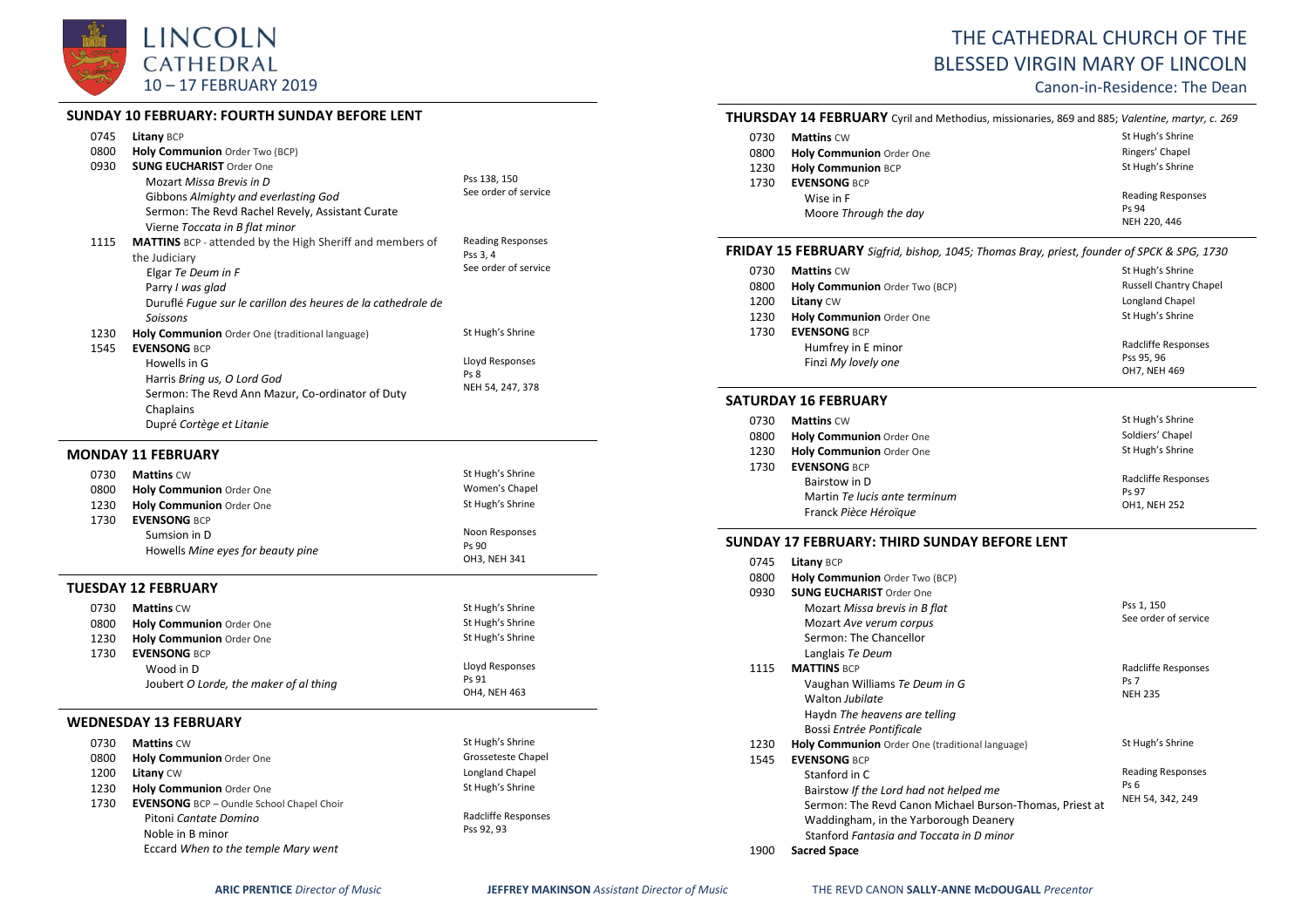# LINCOLN CATHEDRAL

10 – 17 FEBRUARY 2019

# THE CATHEDRAL CHURCH OF THE BLESSED VIRGIN MARY OF LINCOLN

Canon-in-Residence: The Dean

## SUNDAY 10 FEBRUARY: FOURTH SUNDAY BEFORE LENT

| | | |
|---|---|---|
| 0745 | **Litany** BCP | |
| 0800 | **Holy Communion** Order Two (BCP) | |
| 0930 | **SUNG EUCHARIST** Order One<br>Mozart *Missa Brevis in D*<br>Gibbons *Almighty and everlasting God*<br>Sermon: The Revd Rachel Revely, Assistant Curate<br>Vierne *Toccata in B flat minor* | Pss 138, 150<br>See order of service |
| 1115 | **MATTINS** BCP - attended by the High Sheriff and members of the Judiciary<br>Elgar *Te Deum in F*<br>Parry *I was glad*<br>Duruflé *Fugue sur le carillon des heures de la cathedrale de Soissons* | Reading Responses<br>Pss 3, 4<br>See order of service |
| 1230 | **Holy Communion** Order One (traditional language) | St Hugh's Shrine |
| 1545 | **EVENSONG** BCP<br>Howells in G<br>Harris *Bring us, O Lord God*<br>Sermon: The Revd Ann Mazur, Co-ordinator of Duty Chaplains<br>Dupré *Cortège et Litanie* | Lloyd Responses<br>Ps 8<br>NEH 54, 247, 378 |

## MONDAY 11 FEBRUARY

| | | |
|---|---|---|
| 0730 | **Mattins** CW | St Hugh's Shrine |
| 0800 | **Holy Communion** Order One | Women's Chapel |
| 1230 | **Holy Communion** Order One | St Hugh's Shrine |
| 1730 | **EVENSONG** BCP<br>Sumsion in D<br>Howells *Mine eyes for beauty pine* | Noon Responses<br>Ps 90<br>OH3, NEH 341 |

## TUESDAY 12 FEBRUARY

| | | |
|---|---|---|
| 0730 | **Mattins** CW | St Hugh's Shrine |
| 0800 | **Holy Communion** Order One | St Hugh's Shrine |
| 1230 | **Holy Communion** Order One | St Hugh's Shrine |
| 1730 | **EVENSONG** BCP<br>Wood in D<br>Joubert *O Lorde, the maker of al thing* | Lloyd Responses<br>Ps 91<br>OH4, NEH 463 |

## WEDNESDAY 13 FEBRUARY

| | | |
|---|---|---|
| 0730 | **Mattins** CW | St Hugh's Shrine |
| 0800 | **Holy Communion** Order One | Grosseteste Chapel |
| 1200 | **Litany** CW | Longland Chapel |
| 1230 | **Holy Communion** Order One | St Hugh's Shrine |
| 1730 | **EVENSONG** BCP – Oundle School Chapel Choir<br>Pitoni *Cantate Domino*<br>Noble in B minor<br>Eccard *When to the temple Mary went* | Radcliffe Responses<br>Pss 92, 93 |

## THURSDAY 14 FEBRUARY Cyril and Methodius, missionaries, 869 and 885; *Valentine, martyr, c. 269*

| | | |
|---|---|---|
| 0730 | **Mattins** CW | St Hugh's Shrine |
| 0800 | **Holy Communion** Order One | Ringers' Chapel |
| 1230 | **Holy Communion** BCP | St Hugh's Shrine |
| 1730 | **EVENSONG** BCP<br>Wise in F<br>Moore *Through the day* | Reading Responses<br>Ps 94<br>NEH 220, 446 |

## FRIDAY 15 FEBRUARY *Sigfrid, bishop, 1045; Thomas Bray, priest, founder of SPCK & SPG, 1730*

| | | |
|---|---|---|
| 0730 | **Mattins** CW | St Hugh's Shrine |
| 0800 | **Holy Communion** Order Two (BCP) | Russell Chantry Chapel |
| 1200 | **Litany** CW | Longland Chapel |
| 1230 | **Holy Communion** Order One | St Hugh's Shrine |
| 1730 | **EVENSONG** BCP<br>Humfrey in E minor<br>Finzi *My lovely one* | Radcliffe Responses<br>Pss 95, 96<br>OH7, NEH 469 |

## SATURDAY 16 FEBRUARY

| | | |
|---|---|---|
| 0730 | **Mattins** CW | St Hugh's Shrine |
| 0800 | **Holy Communion** Order One | Soldiers' Chapel |
| 1230 | **Holy Communion** Order One | St Hugh's Shrine |
| 1730 | **EVENSONG** BCP<br>Bairstow in D<br>Martin *Te lucis ante terminum*<br>Franck *Pièce Héroïque* | Radcliffe Responses<br>Ps 97<br>OH1, NEH 252 |

## SUNDAY 17 FEBRUARY: THIRD SUNDAY BEFORE LENT

| | | |
|---|---|---|
| 0745 | **Litany** BCP | |
| 0800 | **Holy Communion** Order Two (BCP) | |
| 0930 | **SUNG EUCHARIST** Order One<br>Mozart *Missa brevis in B flat*<br>Mozart *Ave verum corpus*<br>Sermon: The Chancellor<br>Langlais *Te Deum* | Pss 1, 150<br>See order of service |
| 1115 | **MATTINS** BCP<br>Vaughan Williams *Te Deum in G*<br>Walton *Jubilate*<br>Haydn *The heavens are telling*<br>Bossi *Entrée Pontificale* | Radcliffe Responses<br>Ps 7<br>NEH 235 |
| 1230 | **Holy Communion** Order One (traditional language) | St Hugh's Shrine |
| 1545 | **EVENSONG** BCP<br>Stanford in C<br>Bairstow *If the Lord had not helped me*<br>Sermon: The Revd Canon Michael Burson-Thomas, Priest at Waddingham, in the Yarborough Deanery<br>Stanford *Fantasia and Toccata in D minor* | Reading Responses<br>Ps 6<br>NEH 54, 342, 249 |
| 1900 | **Sacred Space** | |

**ARIC PRENTICE** *Director of Music* **JEFFREY MAKINSON** *Assistant Director of Music* THE REVD CANON **SALLY-ANNE McDOUGALL** *Precentor*